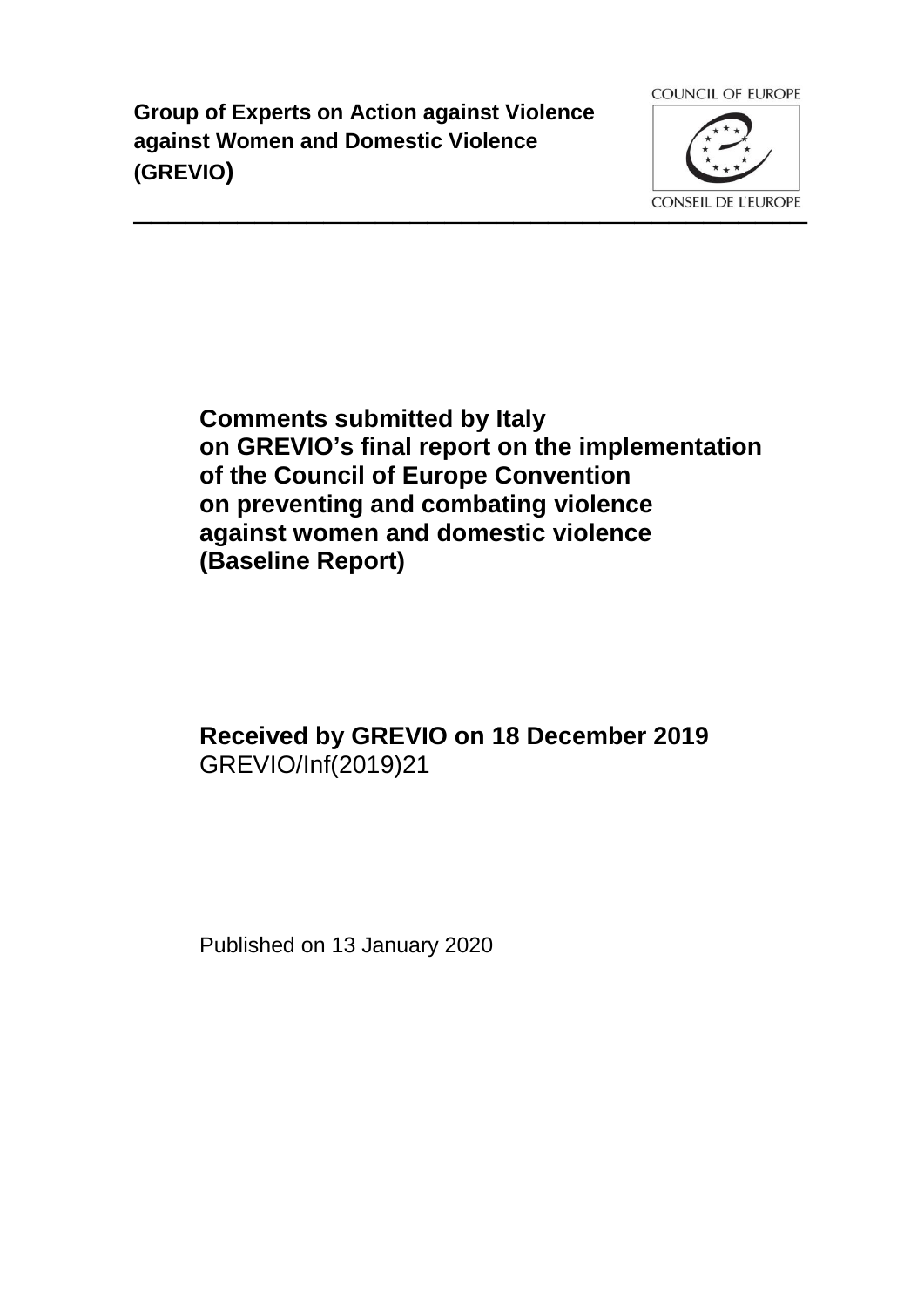**Group of Experts on Action against Violence against Women and Domestic Violence (GREVIO)**

COUNCIL OF EUROPE

CONSEIL DE L'EUROPE

# Comments submitted by Italy on GREVIO's final report on the implementation of the Council of Europe Convention on preventing and combating violence against women and domestic violence (Baseline Report)

**Received by GREVIO on 18 December 2019**

GREVIO/Inf(2019)21

Published on 13 January 2020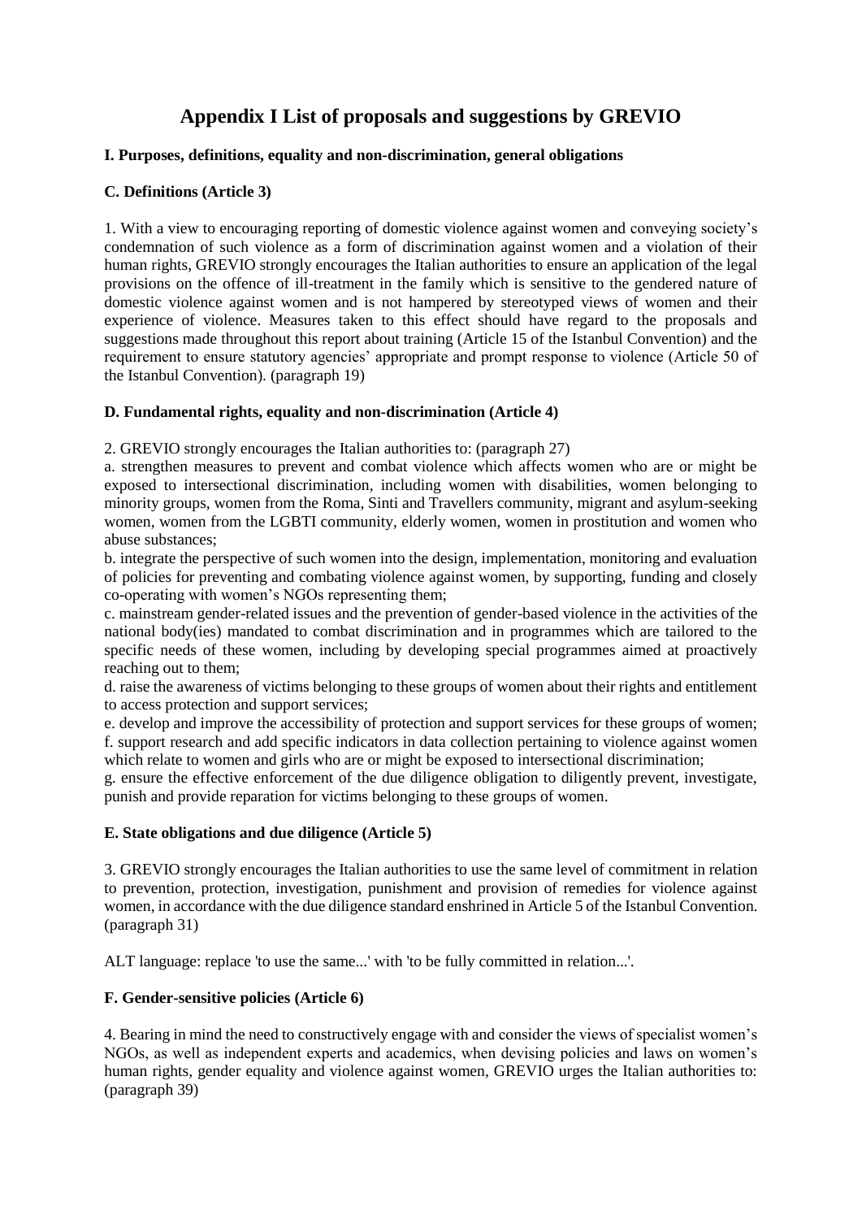# Appendix I List of proposals and suggestions by GREVIO

### I. Purposes, definitions, equality and non-discrimination, general obligations

### C. Definitions (Article 3)

1. With a view to encouraging reporting of domestic violence against women and conveying society's condemnation of such violence as a form of discrimination against women and a violation of their human rights, GREVIO strongly encourages the Italian authorities to ensure an application of the legal provisions on the offence of ill-treatment in the family which is sensitive to the gendered nature of domestic violence against women and is not hampered by stereotyped views of women and their experience of violence. Measures taken to this effect should have regard to the proposals and suggestions made throughout this report about training (Article 15 of the Istanbul Convention) and the requirement to ensure statutory agencies' appropriate and prompt response to violence (Article 50 of the Istanbul Convention). (paragraph 19)

### D. Fundamental rights, equality and non-discrimination (Article 4)

2. GREVIO strongly encourages the Italian authorities to: (paragraph 27)

a. strengthen measures to prevent and combat violence which affects women who are or might be exposed to intersectional discrimination, including women with disabilities, women belonging to minority groups, women from the Roma, Sinti and Travellers community, migrant and asylum-seeking women, women from the LGBTI community, elderly women, women in prostitution and women who abuse substances;

b. integrate the perspective of such women into the design, implementation, monitoring and evaluation of policies for preventing and combating violence against women, by supporting, funding and closely co-operating with women's NGOs representing them;

c. mainstream gender-related issues and the prevention of gender-based violence in the activities of the national body(ies) mandated to combat discrimination and in programmes which are tailored to the specific needs of these women, including by developing special programmes aimed at proactively reaching out to them;

d. raise the awareness of victims belonging to these groups of women about their rights and entitlement to access protection and support services;

e. develop and improve the accessibility of protection and support services for these groups of women;

f. support research and add specific indicators in data collection pertaining to violence against women which relate to women and girls who are or might be exposed to intersectional discrimination;

g. ensure the effective enforcement of the due diligence obligation to diligently prevent, investigate, punish and provide reparation for victims belonging to these groups of women.

### E. State obligations and due diligence (Article 5)

3. GREVIO strongly encourages the Italian authorities to use the same level of commitment in relation to prevention, protection, investigation, punishment and provision of remedies for violence against women, in accordance with the due diligence standard enshrined in Article 5 of the Istanbul Convention. (paragraph 31)

ALT language: replace 'to use the same...' with 'to be fully committed in relation...'.

### F. Gender-sensitive policies (Article 6)

4. Bearing in mind the need to constructively engage with and consider the views of specialist women's NGOs, as well as independent experts and academics, when devising policies and laws on women's human rights, gender equality and violence against women, GREVIO urges the Italian authorities to: (paragraph 39)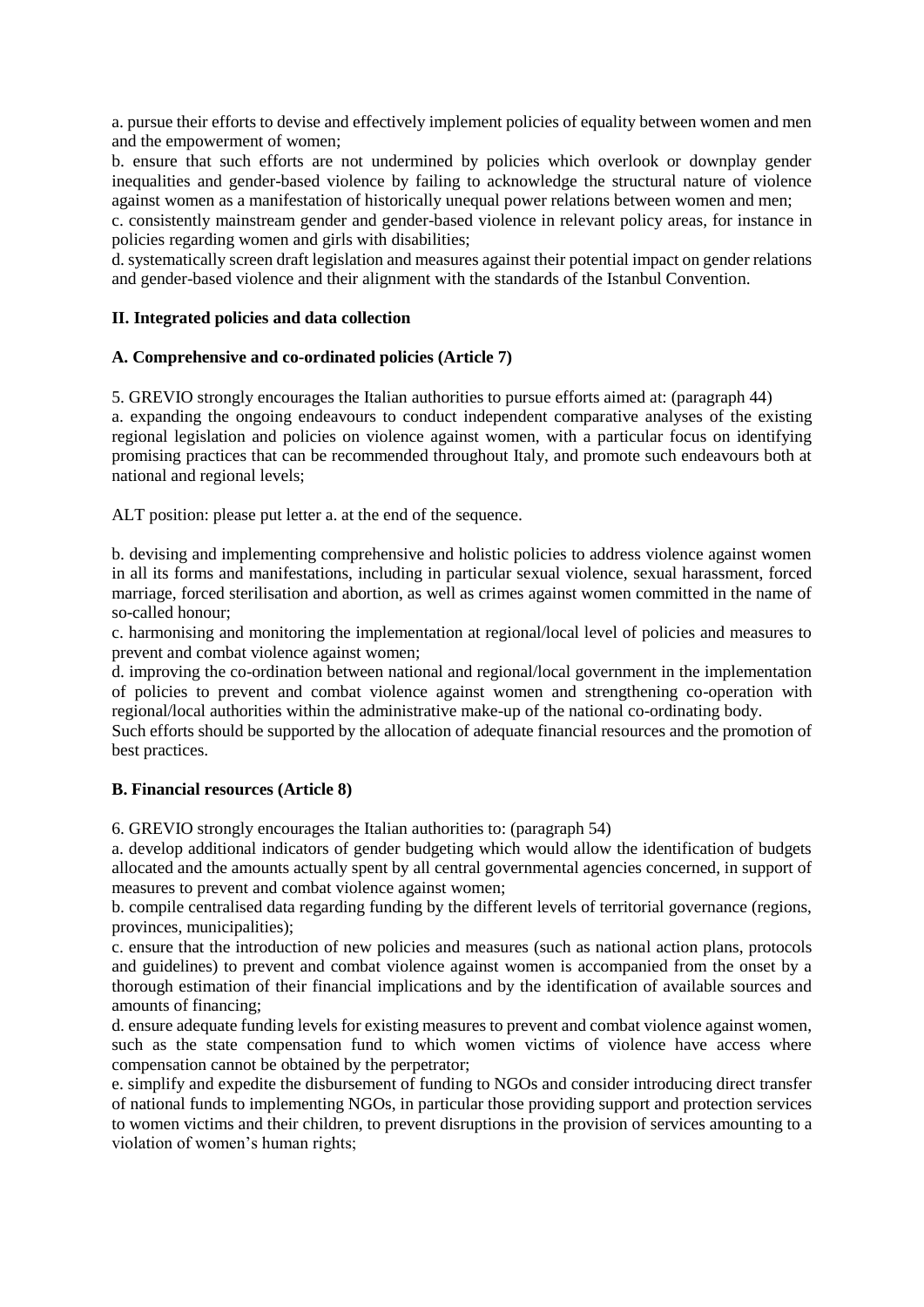a. pursue their efforts to devise and effectively implement policies of equality between women and men and the empowerment of women;

b. ensure that such efforts are not undermined by policies which overlook or downplay gender inequalities and gender-based violence by failing to acknowledge the structural nature of violence against women as a manifestation of historically unequal power relations between women and men;

c. consistently mainstream gender and gender-based violence in relevant policy areas, for instance in policies regarding women and girls with disabilities;

d. systematically screen draft legislation and measures against their potential impact on gender relations and gender-based violence and their alignment with the standards of the Istanbul Convention.

## II. Integrated policies and data collection

### A. Comprehensive and co-ordinated policies (Article 7)

5. GREVIO strongly encourages the Italian authorities to pursue efforts aimed at: (paragraph 44)

a. expanding the ongoing endeavours to conduct independent comparative analyses of the existing regional legislation and policies on violence against women, with a particular focus on identifying promising practices that can be recommended throughout Italy, and promote such endeavours both at national and regional levels;

ALT position: please put letter a. at the end of the sequence.

b. devising and implementing comprehensive and holistic policies to address violence against women in all its forms and manifestations, including in particular sexual violence, sexual harassment, forced marriage, forced sterilisation and abortion, as well as crimes against women committed in the name of so-called honour;

c. harmonising and monitoring the implementation at regional/local level of policies and measures to prevent and combat violence against women;

d. improving the co-ordination between national and regional/local government in the implementation of policies to prevent and combat violence against women and strengthening co-operation with regional/local authorities within the administrative make-up of the national co-ordinating body.

Such efforts should be supported by the allocation of adequate financial resources and the promotion of best practices.

### B. Financial resources (Article 8)

6. GREVIO strongly encourages the Italian authorities to: (paragraph 54)

a. develop additional indicators of gender budgeting which would allow the identification of budgets allocated and the amounts actually spent by all central governmental agencies concerned, in support of measures to prevent and combat violence against women;

b. compile centralised data regarding funding by the different levels of territorial governance (regions, provinces, municipalities);

c. ensure that the introduction of new policies and measures (such as national action plans, protocols and guidelines) to prevent and combat violence against women is accompanied from the onset by a thorough estimation of their financial implications and by the identification of available sources and amounts of financing;

d. ensure adequate funding levels for existing measures to prevent and combat violence against women, such as the state compensation fund to which women victims of violence have access where compensation cannot be obtained by the perpetrator;

e. simplify and expedite the disbursement of funding to NGOs and consider introducing direct transfer of national funds to implementing NGOs, in particular those providing support and protection services to women victims and their children, to prevent disruptions in the provision of services amounting to a violation of women's human rights;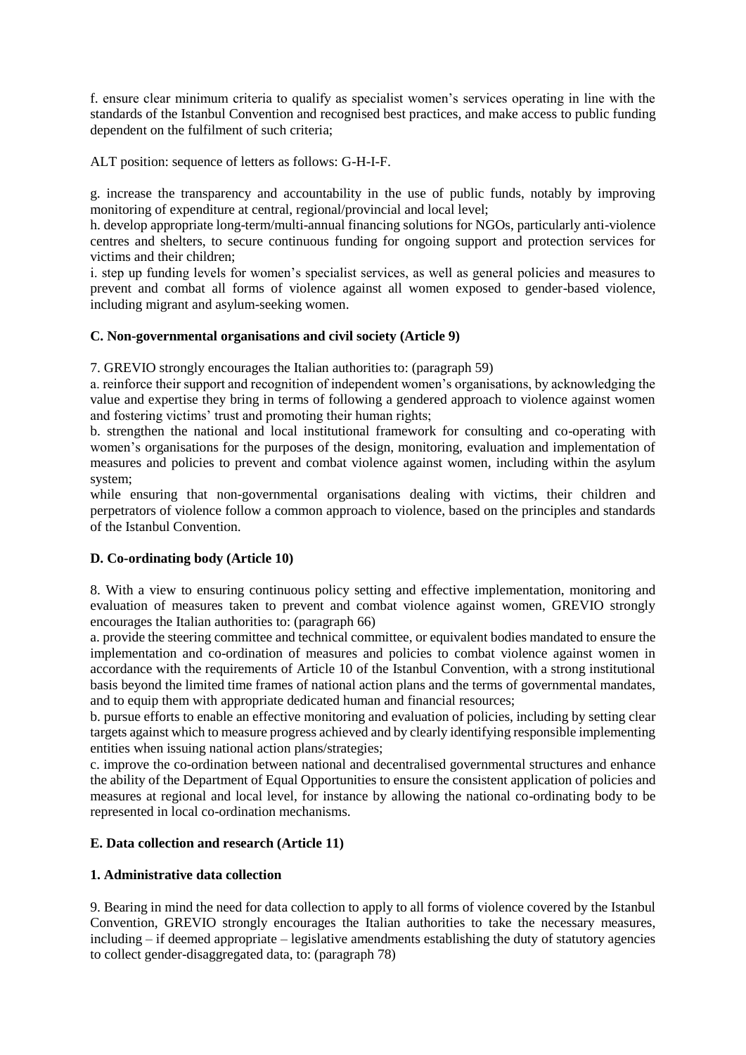f. ensure clear minimum criteria to qualify as specialist women's services operating in line with the standards of the Istanbul Convention and recognised best practices, and make access to public funding dependent on the fulfilment of such criteria;

ALT position: sequence of letters as follows: G-H-I-F.

g. increase the transparency and accountability in the use of public funds, notably by improving monitoring of expenditure at central, regional/provincial and local level;
h. develop appropriate long-term/multi-annual financing solutions for NGOs, particularly anti-violence centres and shelters, to secure continuous funding for ongoing support and protection services for victims and their children;
i. step up funding levels for women's specialist services, as well as general policies and measures to prevent and combat all forms of violence against all women exposed to gender-based violence, including migrant and asylum-seeking women.

### C. Non-governmental organisations and civil society (Article 9)

7. GREVIO strongly encourages the Italian authorities to: (paragraph 59)
a. reinforce their support and recognition of independent women's organisations, by acknowledging the value and expertise they bring in terms of following a gendered approach to violence against women and fostering victims' trust and promoting their human rights;
b. strengthen the national and local institutional framework for consulting and co-operating with women's organisations for the purposes of the design, monitoring, evaluation and implementation of measures and policies to prevent and combat violence against women, including within the asylum system;
while ensuring that non-governmental organisations dealing with victims, their children and perpetrators of violence follow a common approach to violence, based on the principles and standards of the Istanbul Convention.

### D. Co-ordinating body (Article 10)

8. With a view to ensuring continuous policy setting and effective implementation, monitoring and evaluation of measures taken to prevent and combat violence against women, GREVIO strongly encourages the Italian authorities to: (paragraph 66)
a. provide the steering committee and technical committee, or equivalent bodies mandated to ensure the implementation and co-ordination of measures and policies to combat violence against women in accordance with the requirements of Article 10 of the Istanbul Convention, with a strong institutional basis beyond the limited time frames of national action plans and the terms of governmental mandates, and to equip them with appropriate dedicated human and financial resources;
b. pursue efforts to enable an effective monitoring and evaluation of policies, including by setting clear targets against which to measure progress achieved and by clearly identifying responsible implementing entities when issuing national action plans/strategies;
c. improve the co-ordination between national and decentralised governmental structures and enhance the ability of the Department of Equal Opportunities to ensure the consistent application of policies and measures at regional and local level, for instance by allowing the national co-ordinating body to be represented in local co-ordination mechanisms.

### E. Data collection and research (Article 11)

#### 1. Administrative data collection

9. Bearing in mind the need for data collection to apply to all forms of violence covered by the Istanbul Convention, GREVIO strongly encourages the Italian authorities to take the necessary measures, including – if deemed appropriate – legislative amendments establishing the duty of statutory agencies to collect gender-disaggregated data, to: (paragraph 78)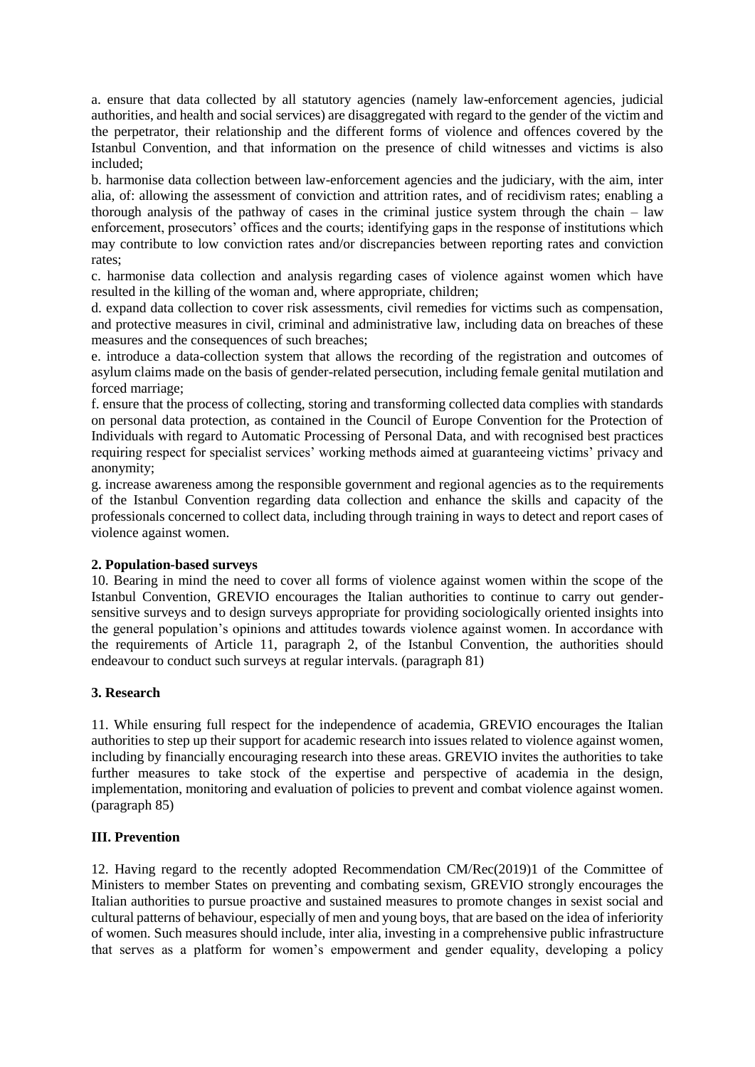a. ensure that data collected by all statutory agencies (namely law-enforcement agencies, judicial authorities, and health and social services) are disaggregated with regard to the gender of the victim and the perpetrator, their relationship and the different forms of violence and offences covered by the Istanbul Convention, and that information on the presence of child witnesses and victims is also included;

b. harmonise data collection between law-enforcement agencies and the judiciary, with the aim, inter alia, of: allowing the assessment of conviction and attrition rates, and of recidivism rates; enabling a thorough analysis of the pathway of cases in the criminal justice system through the chain – law enforcement, prosecutors' offices and the courts; identifying gaps in the response of institutions which may contribute to low conviction rates and/or discrepancies between reporting rates and conviction rates;

c. harmonise data collection and analysis regarding cases of violence against women which have resulted in the killing of the woman and, where appropriate, children;

d. expand data collection to cover risk assessments, civil remedies for victims such as compensation, and protective measures in civil, criminal and administrative law, including data on breaches of these measures and the consequences of such breaches;

e. introduce a data-collection system that allows the recording of the registration and outcomes of asylum claims made on the basis of gender-related persecution, including female genital mutilation and forced marriage;

f. ensure that the process of collecting, storing and transforming collected data complies with standards on personal data protection, as contained in the Council of Europe Convention for the Protection of Individuals with regard to Automatic Processing of Personal Data, and with recognised best practices requiring respect for specialist services' working methods aimed at guaranteeing victims' privacy and anonymity;

g. increase awareness among the responsible government and regional agencies as to the requirements of the Istanbul Convention regarding data collection and enhance the skills and capacity of the professionals concerned to collect data, including through training in ways to detect and report cases of violence against women.

**2. Population-based surveys**

10. Bearing in mind the need to cover all forms of violence against women within the scope of the Istanbul Convention, GREVIO encourages the Italian authorities to continue to carry out gender-sensitive surveys and to design surveys appropriate for providing sociologically oriented insights into the general population's opinions and attitudes towards violence against women. In accordance with the requirements of Article 11, paragraph 2, of the Istanbul Convention, the authorities should endeavour to conduct such surveys at regular intervals. (paragraph 81)

**3. Research**

11. While ensuring full respect for the independence of academia, GREVIO encourages the Italian authorities to step up their support for academic research into issues related to violence against women, including by financially encouraging research into these areas. GREVIO invites the authorities to take further measures to take stock of the expertise and perspective of academia in the design, implementation, monitoring and evaluation of policies to prevent and combat violence against women. (paragraph 85)

**III. Prevention**

12. Having regard to the recently adopted Recommendation CM/Rec(2019)1 of the Committee of Ministers to member States on preventing and combating sexism, GREVIO strongly encourages the Italian authorities to pursue proactive and sustained measures to promote changes in sexist social and cultural patterns of behaviour, especially of men and young boys, that are based on the idea of inferiority of women. Such measures should include, inter alia, investing in a comprehensive public infrastructure that serves as a platform for women's empowerment and gender equality, developing a policy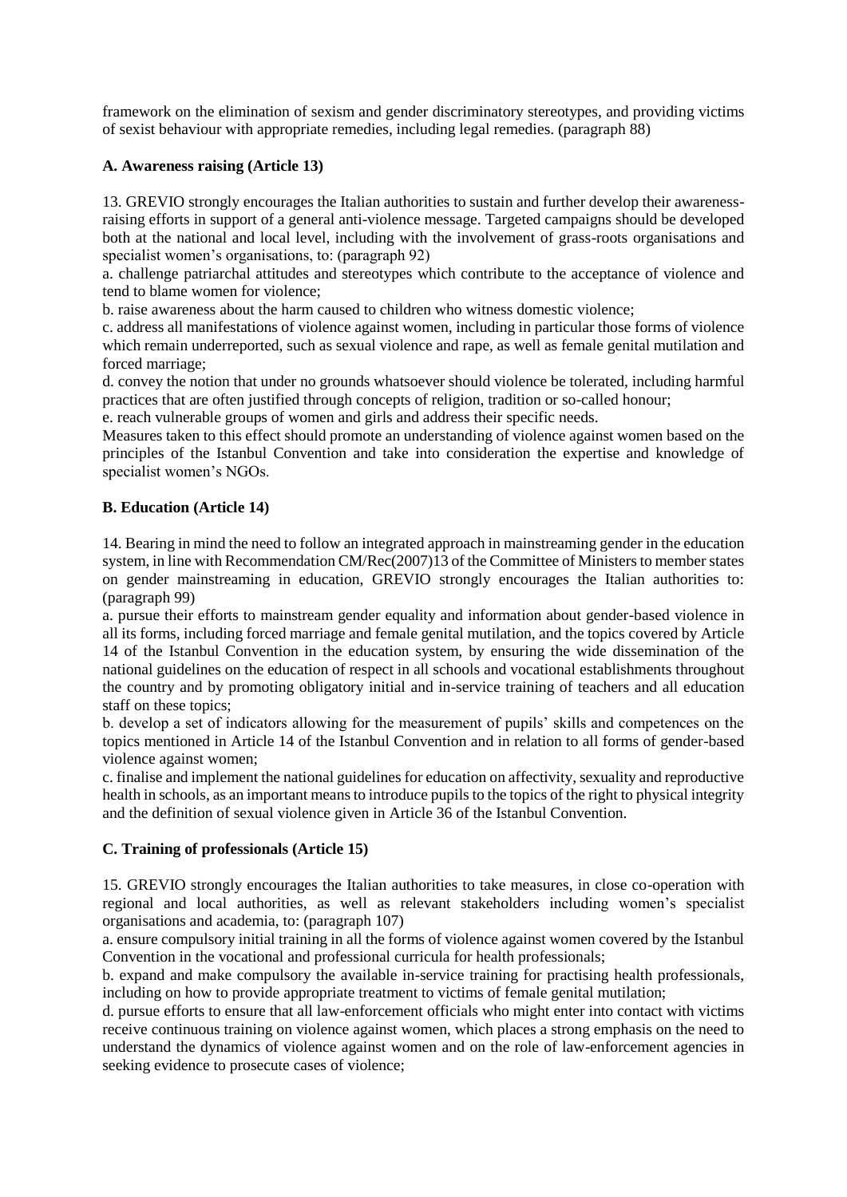framework on the elimination of sexism and gender discriminatory stereotypes, and providing victims of sexist behaviour with appropriate remedies, including legal remedies. (paragraph 88)

### A. Awareness raising (Article 13)

13. GREVIO strongly encourages the Italian authorities to sustain and further develop their awareness-raising efforts in support of a general anti-violence message. Targeted campaigns should be developed both at the national and local level, including with the involvement of grass-roots organisations and specialist women's organisations, to: (paragraph 92)

a. challenge patriarchal attitudes and stereotypes which contribute to the acceptance of violence and tend to blame women for violence;

b. raise awareness about the harm caused to children who witness domestic violence;

c. address all manifestations of violence against women, including in particular those forms of violence which remain underreported, such as sexual violence and rape, as well as female genital mutilation and forced marriage;

d. convey the notion that under no grounds whatsoever should violence be tolerated, including harmful practices that are often justified through concepts of religion, tradition or so-called honour;

e. reach vulnerable groups of women and girls and address their specific needs.

Measures taken to this effect should promote an understanding of violence against women based on the principles of the Istanbul Convention and take into consideration the expertise and knowledge of specialist women's NGOs.

### B. Education (Article 14)

14. Bearing in mind the need to follow an integrated approach in mainstreaming gender in the education system, in line with Recommendation CM/Rec(2007)13 of the Committee of Ministers to member states on gender mainstreaming in education, GREVIO strongly encourages the Italian authorities to: (paragraph 99)

a. pursue their efforts to mainstream gender equality and information about gender-based violence in all its forms, including forced marriage and female genital mutilation, and the topics covered by Article 14 of the Istanbul Convention in the education system, by ensuring the wide dissemination of the national guidelines on the education of respect in all schools and vocational establishments throughout the country and by promoting obligatory initial and in-service training of teachers and all education staff on these topics;

b. develop a set of indicators allowing for the measurement of pupils' skills and competences on the topics mentioned in Article 14 of the Istanbul Convention and in relation to all forms of gender-based violence against women;

c. finalise and implement the national guidelines for education on affectivity, sexuality and reproductive health in schools, as an important means to introduce pupils to the topics of the right to physical integrity and the definition of sexual violence given in Article 36 of the Istanbul Convention.

### C. Training of professionals (Article 15)

15. GREVIO strongly encourages the Italian authorities to take measures, in close co-operation with regional and local authorities, as well as relevant stakeholders including women's specialist organisations and academia, to: (paragraph 107)

a. ensure compulsory initial training in all the forms of violence against women covered by the Istanbul Convention in the vocational and professional curricula for health professionals;

b. expand and make compulsory the available in-service training for practising health professionals, including on how to provide appropriate treatment to victims of female genital mutilation;

d. pursue efforts to ensure that all law-enforcement officials who might enter into contact with victims receive continuous training on violence against women, which places a strong emphasis on the need to understand the dynamics of violence against women and on the role of law-enforcement agencies in seeking evidence to prosecute cases of violence;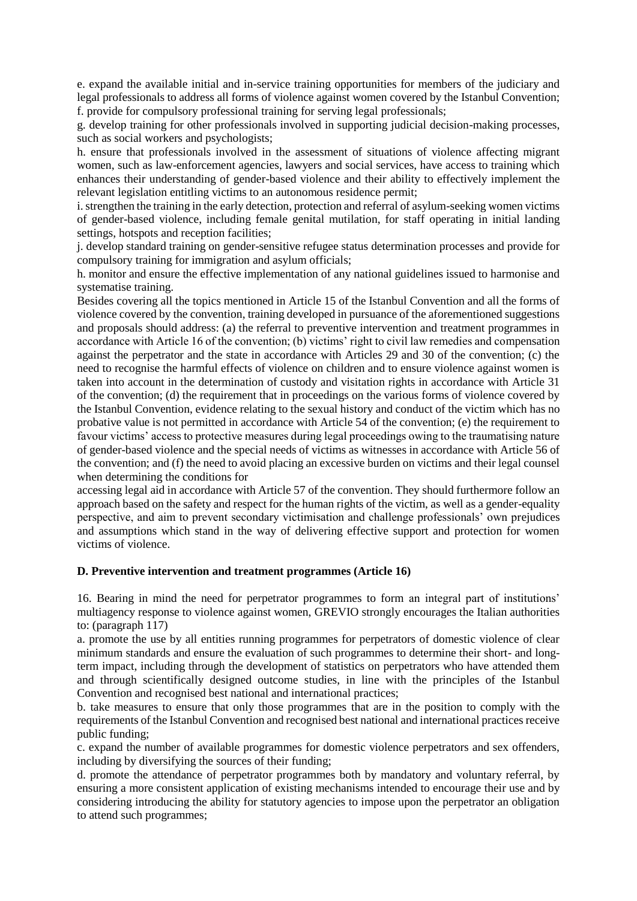e. expand the available initial and in-service training opportunities for members of the judiciary and legal professionals to address all forms of violence against women covered by the Istanbul Convention;

f. provide for compulsory professional training for serving legal professionals;

g. develop training for other professionals involved in supporting judicial decision-making processes, such as social workers and psychologists;

h. ensure that professionals involved in the assessment of situations of violence affecting migrant women, such as law-enforcement agencies, lawyers and social services, have access to training which enhances their understanding of gender-based violence and their ability to effectively implement the relevant legislation entitling victims to an autonomous residence permit;

i. strengthen the training in the early detection, protection and referral of asylum-seeking women victims of gender-based violence, including female genital mutilation, for staff operating in initial landing settings, hotspots and reception facilities;

j. develop standard training on gender-sensitive refugee status determination processes and provide for compulsory training for immigration and asylum officials;

h. monitor and ensure the effective implementation of any national guidelines issued to harmonise and systematise training.

Besides covering all the topics mentioned in Article 15 of the Istanbul Convention and all the forms of violence covered by the convention, training developed in pursuance of the aforementioned suggestions and proposals should address: (a) the referral to preventive intervention and treatment programmes in accordance with Article 16 of the convention; (b) victims' right to civil law remedies and compensation against the perpetrator and the state in accordance with Articles 29 and 30 of the convention; (c) the need to recognise the harmful effects of violence on children and to ensure violence against women is taken into account in the determination of custody and visitation rights in accordance with Article 31 of the convention; (d) the requirement that in proceedings on the various forms of violence covered by the Istanbul Convention, evidence relating to the sexual history and conduct of the victim which has no probative value is not permitted in accordance with Article 54 of the convention; (e) the requirement to favour victims' access to protective measures during legal proceedings owing to the traumatising nature of gender-based violence and the special needs of victims as witnesses in accordance with Article 56 of the convention; and (f) the need to avoid placing an excessive burden on victims and their legal counsel when determining the conditions for

accessing legal aid in accordance with Article 57 of the convention. They should furthermore follow an approach based on the safety and respect for the human rights of the victim, as well as a gender-equality perspective, and aim to prevent secondary victimisation and challenge professionals' own prejudices and assumptions which stand in the way of delivering effective support and protection for women victims of violence.

### D. Preventive intervention and treatment programmes (Article 16)

16. Bearing in mind the need for perpetrator programmes to form an integral part of institutions' multiagency response to violence against women, GREVIO strongly encourages the Italian authorities to: (paragraph 117)

a. promote the use by all entities running programmes for perpetrators of domestic violence of clear minimum standards and ensure the evaluation of such programmes to determine their short- and long-term impact, including through the development of statistics on perpetrators who have attended them and through scientifically designed outcome studies, in line with the principles of the Istanbul Convention and recognised best national and international practices;

b. take measures to ensure that only those programmes that are in the position to comply with the requirements of the Istanbul Convention and recognised best national and international practices receive public funding;

c. expand the number of available programmes for domestic violence perpetrators and sex offenders, including by diversifying the sources of their funding;

d. promote the attendance of perpetrator programmes both by mandatory and voluntary referral, by ensuring a more consistent application of existing mechanisms intended to encourage their use and by considering introducing the ability for statutory agencies to impose upon the perpetrator an obligation to attend such programmes;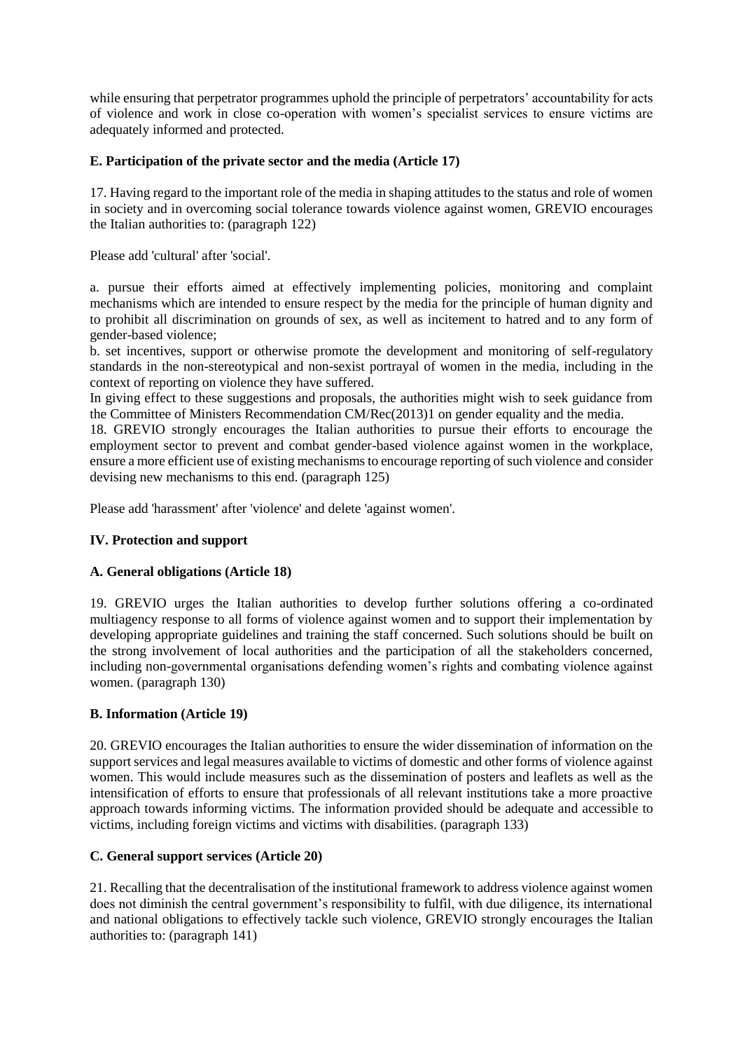while ensuring that perpetrator programmes uphold the principle of perpetrators' accountability for acts of violence and work in close co-operation with women's specialist services to ensure victims are adequately informed and protected.

### E. Participation of the private sector and the media (Article 17)

17. Having regard to the important role of the media in shaping attitudes to the status and role of women in society and in overcoming social tolerance towards violence against women, GREVIO encourages the Italian authorities to: (paragraph 122)

Please add 'cultural' after 'social'.

a. pursue their efforts aimed at effectively implementing policies, monitoring and complaint mechanisms which are intended to ensure respect by the media for the principle of human dignity and to prohibit all discrimination on grounds of sex, as well as incitement to hatred and to any form of gender-based violence;
b. set incentives, support or otherwise promote the development and monitoring of self-regulatory standards in the non-stereotypical and non-sexist portrayal of women in the media, including in the context of reporting on violence they have suffered.
In giving effect to these suggestions and proposals, the authorities might wish to seek guidance from the Committee of Ministers Recommendation CM/Rec(2013)1 on gender equality and the media.
18. GREVIO strongly encourages the Italian authorities to pursue their efforts to encourage the employment sector to prevent and combat gender-based violence against women in the workplace, ensure a more efficient use of existing mechanisms to encourage reporting of such violence and consider devising new mechanisms to this end. (paragraph 125)

Please add 'harassment' after 'violence' and delete 'against women'.

## IV. Protection and support

### A. General obligations (Article 18)

19. GREVIO urges the Italian authorities to develop further solutions offering a co-ordinated multiagency response to all forms of violence against women and to support their implementation by developing appropriate guidelines and training the staff concerned. Such solutions should be built on the strong involvement of local authorities and the participation of all the stakeholders concerned, including non-governmental organisations defending women's rights and combating violence against women. (paragraph 130)

### B. Information (Article 19)

20. GREVIO encourages the Italian authorities to ensure the wider dissemination of information on the support services and legal measures available to victims of domestic and other forms of violence against women. This would include measures such as the dissemination of posters and leaflets as well as the intensification of efforts to ensure that professionals of all relevant institutions take a more proactive approach towards informing victims. The information provided should be adequate and accessible to victims, including foreign victims and victims with disabilities. (paragraph 133)

### C. General support services (Article 20)

21. Recalling that the decentralisation of the institutional framework to address violence against women does not diminish the central government's responsibility to fulfil, with due diligence, its international and national obligations to effectively tackle such violence, GREVIO strongly encourages the Italian authorities to: (paragraph 141)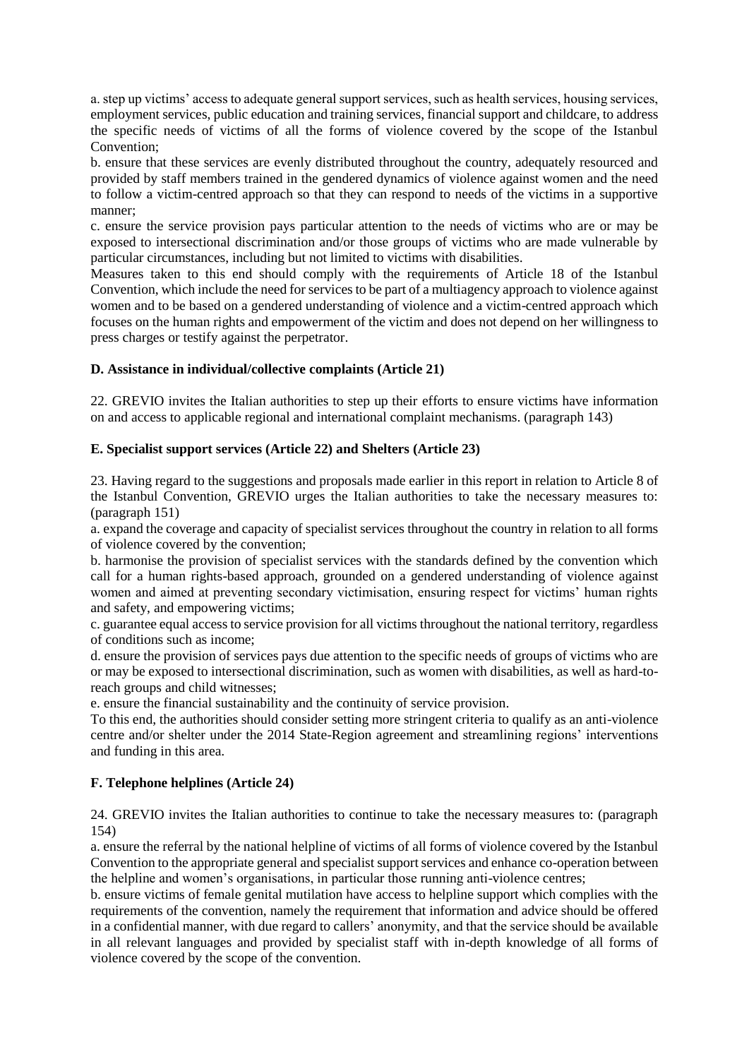a. step up victims' access to adequate general support services, such as health services, housing services, employment services, public education and training services, financial support and childcare, to address the specific needs of victims of all the forms of violence covered by the scope of the Istanbul Convention;

b. ensure that these services are evenly distributed throughout the country, adequately resourced and provided by staff members trained in the gendered dynamics of violence against women and the need to follow a victim-centred approach so that they can respond to needs of the victims in a supportive manner;

c. ensure the service provision pays particular attention to the needs of victims who are or may be exposed to intersectional discrimination and/or those groups of victims who are made vulnerable by particular circumstances, including but not limited to victims with disabilities.

Measures taken to this end should comply with the requirements of Article 18 of the Istanbul Convention, which include the need for services to be part of a multiagency approach to violence against women and to be based on a gendered understanding of violence and a victim-centred approach which focuses on the human rights and empowerment of the victim and does not depend on her willingness to press charges or testify against the perpetrator.

### D. Assistance in individual/collective complaints (Article 21)

22. GREVIO invites the Italian authorities to step up their efforts to ensure victims have information on and access to applicable regional and international complaint mechanisms. (paragraph 143)

### E. Specialist support services (Article 22) and Shelters (Article 23)

23. Having regard to the suggestions and proposals made earlier in this report in relation to Article 8 of the Istanbul Convention, GREVIO urges the Italian authorities to take the necessary measures to: (paragraph 151)

a. expand the coverage and capacity of specialist services throughout the country in relation to all forms of violence covered by the convention;

b. harmonise the provision of specialist services with the standards defined by the convention which call for a human rights-based approach, grounded on a gendered understanding of violence against women and aimed at preventing secondary victimisation, ensuring respect for victims' human rights and safety, and empowering victims;

c. guarantee equal access to service provision for all victims throughout the national territory, regardless of conditions such as income;

d. ensure the provision of services pays due attention to the specific needs of groups of victims who are or may be exposed to intersectional discrimination, such as women with disabilities, as well as hard-to-reach groups and child witnesses;

e. ensure the financial sustainability and the continuity of service provision.

To this end, the authorities should consider setting more stringent criteria to qualify as an anti-violence centre and/or shelter under the 2014 State-Region agreement and streamlining regions' interventions and funding in this area.

### F. Telephone helplines (Article 24)

24. GREVIO invites the Italian authorities to continue to take the necessary measures to: (paragraph 154)

a. ensure the referral by the national helpline of victims of all forms of violence covered by the Istanbul Convention to the appropriate general and specialist support services and enhance co-operation between the helpline and women's organisations, in particular those running anti-violence centres;

b. ensure victims of female genital mutilation have access to helpline support which complies with the requirements of the convention, namely the requirement that information and advice should be offered in a confidential manner, with due regard to callers' anonymity, and that the service should be available in all relevant languages and provided by specialist staff with in-depth knowledge of all forms of violence covered by the scope of the convention.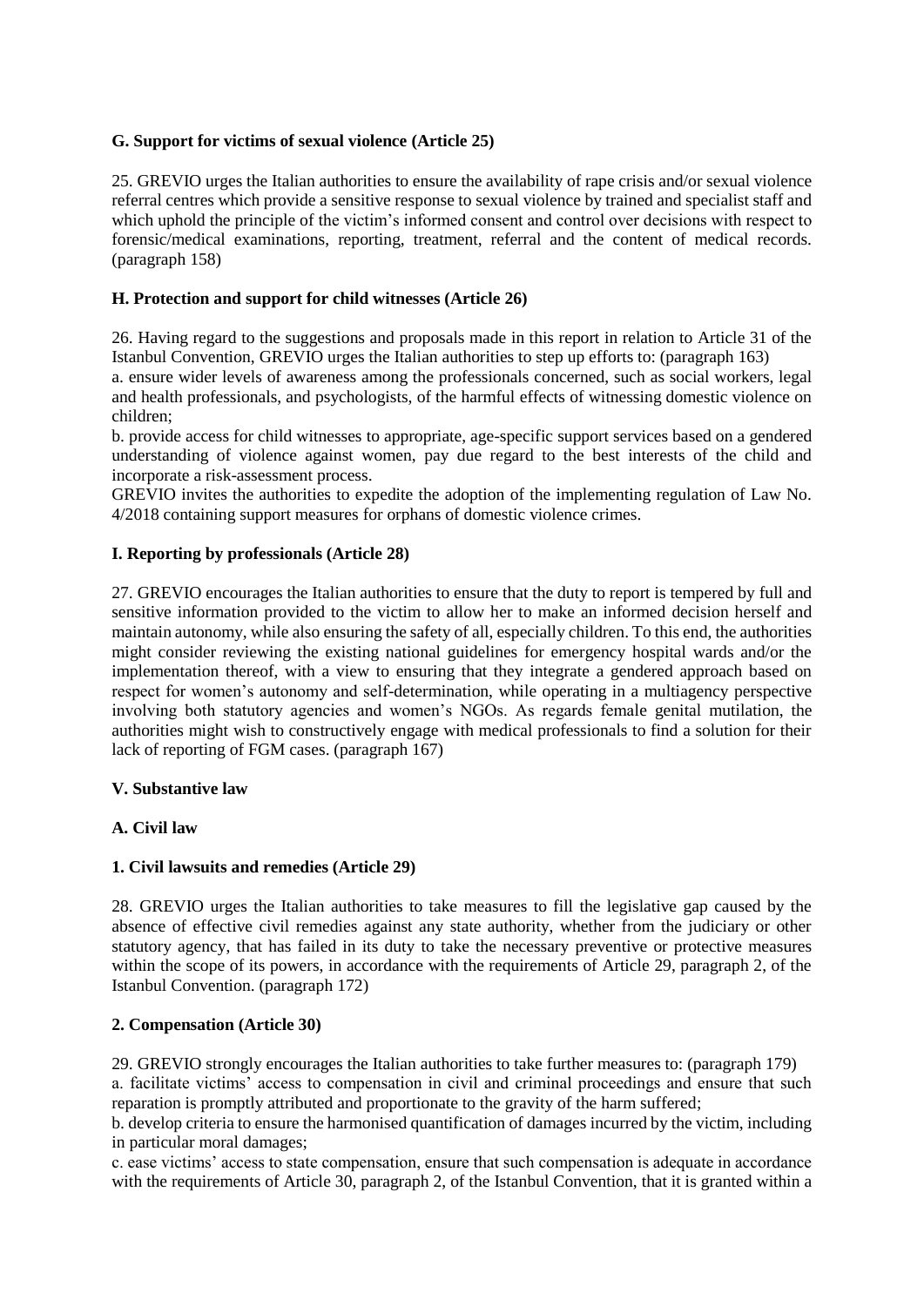### G. Support for victims of sexual violence (Article 25)

25. GREVIO urges the Italian authorities to ensure the availability of rape crisis and/or sexual violence referral centres which provide a sensitive response to sexual violence by trained and specialist staff and which uphold the principle of the victim's informed consent and control over decisions with respect to forensic/medical examinations, reporting, treatment, referral and the content of medical records. (paragraph 158)

### H. Protection and support for child witnesses (Article 26)

26. Having regard to the suggestions and proposals made in this report in relation to Article 31 of the Istanbul Convention, GREVIO urges the Italian authorities to step up efforts to: (paragraph 163)

a. ensure wider levels of awareness among the professionals concerned, such as social workers, legal and health professionals, and psychologists, of the harmful effects of witnessing domestic violence on children;

b. provide access for child witnesses to appropriate, age-specific support services based on a gendered understanding of violence against women, pay due regard to the best interests of the child and incorporate a risk-assessment process.

GREVIO invites the authorities to expedite the adoption of the implementing regulation of Law No. 4/2018 containing support measures for orphans of domestic violence crimes.

### I. Reporting by professionals (Article 28)

27. GREVIO encourages the Italian authorities to ensure that the duty to report is tempered by full and sensitive information provided to the victim to allow her to make an informed decision herself and maintain autonomy, while also ensuring the safety of all, especially children. To this end, the authorities might consider reviewing the existing national guidelines for emergency hospital wards and/or the implementation thereof, with a view to ensuring that they integrate a gendered approach based on respect for women's autonomy and self-determination, while operating in a multiagency perspective involving both statutory agencies and women's NGOs. As regards female genital mutilation, the authorities might wish to constructively engage with medical professionals to find a solution for their lack of reporting of FGM cases. (paragraph 167)

## V. Substantive law

### A. Civil law

#### 1. Civil lawsuits and remedies (Article 29)

28. GREVIO urges the Italian authorities to take measures to fill the legislative gap caused by the absence of effective civil remedies against any state authority, whether from the judiciary or other statutory agency, that has failed in its duty to take the necessary preventive or protective measures within the scope of its powers, in accordance with the requirements of Article 29, paragraph 2, of the Istanbul Convention. (paragraph 172)

#### 2. Compensation (Article 30)

29. GREVIO strongly encourages the Italian authorities to take further measures to: (paragraph 179)

a. facilitate victims' access to compensation in civil and criminal proceedings and ensure that such reparation is promptly attributed and proportionate to the gravity of the harm suffered;

b. develop criteria to ensure the harmonised quantification of damages incurred by the victim, including in particular moral damages;

c. ease victims' access to state compensation, ensure that such compensation is adequate in accordance with the requirements of Article 30, paragraph 2, of the Istanbul Convention, that it is granted within a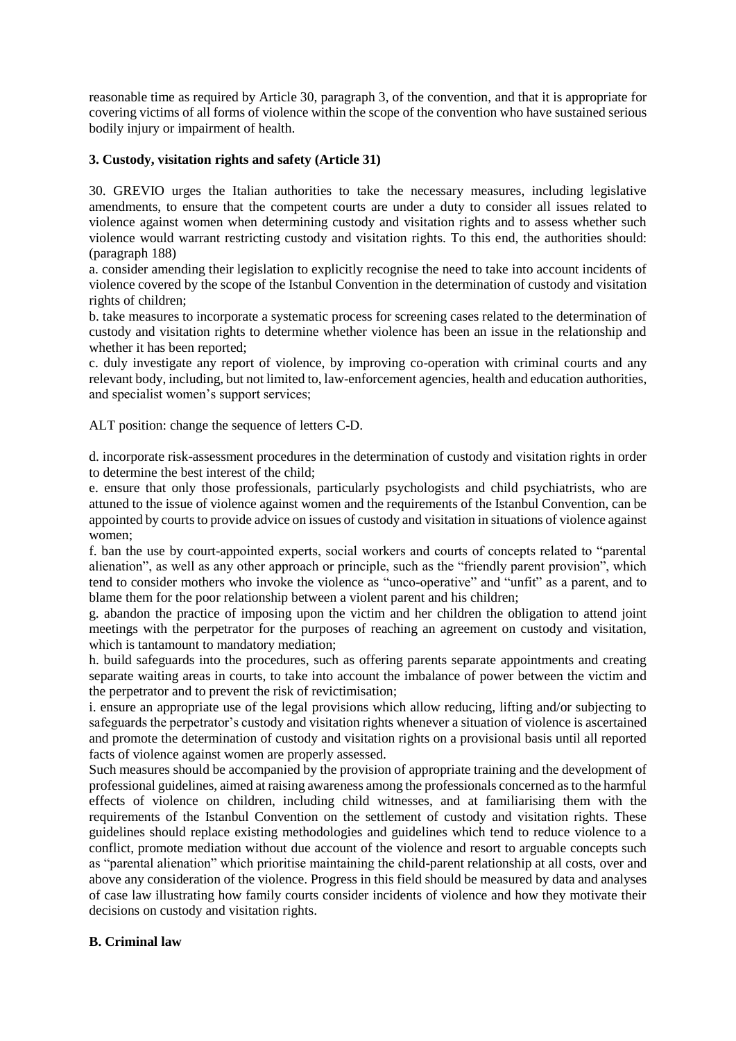reasonable time as required by Article 30, paragraph 3, of the convention, and that it is appropriate for covering victims of all forms of violence within the scope of the convention who have sustained serious bodily injury or impairment of health.

### 3. Custody, visitation rights and safety (Article 31)

30. GREVIO urges the Italian authorities to take the necessary measures, including legislative amendments, to ensure that the competent courts are under a duty to consider all issues related to violence against women when determining custody and visitation rights and to assess whether such violence would warrant restricting custody and visitation rights. To this end, the authorities should: (paragraph 188)

a. consider amending their legislation to explicitly recognise the need to take into account incidents of violence covered by the scope of the Istanbul Convention in the determination of custody and visitation rights of children;

b. take measures to incorporate a systematic process for screening cases related to the determination of custody and visitation rights to determine whether violence has been an issue in the relationship and whether it has been reported;

c. duly investigate any report of violence, by improving co-operation with criminal courts and any relevant body, including, but not limited to, law-enforcement agencies, health and education authorities, and specialist women's support services;

ALT position: change the sequence of letters C-D.

d. incorporate risk-assessment procedures in the determination of custody and visitation rights in order to determine the best interest of the child;

e. ensure that only those professionals, particularly psychologists and child psychiatrists, who are attuned to the issue of violence against women and the requirements of the Istanbul Convention, can be appointed by courts to provide advice on issues of custody and visitation in situations of violence against women;

f. ban the use by court-appointed experts, social workers and courts of concepts related to "parental alienation", as well as any other approach or principle, such as the "friendly parent provision", which tend to consider mothers who invoke the violence as "unco-operative" and "unfit" as a parent, and to blame them for the poor relationship between a violent parent and his children;

g. abandon the practice of imposing upon the victim and her children the obligation to attend joint meetings with the perpetrator for the purposes of reaching an agreement on custody and visitation, which is tantamount to mandatory mediation;

h. build safeguards into the procedures, such as offering parents separate appointments and creating separate waiting areas in courts, to take into account the imbalance of power between the victim and the perpetrator and to prevent the risk of revictimisation;

i. ensure an appropriate use of the legal provisions which allow reducing, lifting and/or subjecting to safeguards the perpetrator's custody and visitation rights whenever a situation of violence is ascertained and promote the determination of custody and visitation rights on a provisional basis until all reported facts of violence against women are properly assessed.

Such measures should be accompanied by the provision of appropriate training and the development of professional guidelines, aimed at raising awareness among the professionals concerned as to the harmful effects of violence on children, including child witnesses, and at familiarising them with the requirements of the Istanbul Convention on the settlement of custody and visitation rights. These guidelines should replace existing methodologies and guidelines which tend to reduce violence to a conflict, promote mediation without due account of the violence and resort to arguable concepts such as "parental alienation" which prioritise maintaining the child-parent relationship at all costs, over and above any consideration of the violence. Progress in this field should be measured by data and analyses of case law illustrating how family courts consider incidents of violence and how they motivate their decisions on custody and visitation rights.

## B. Criminal law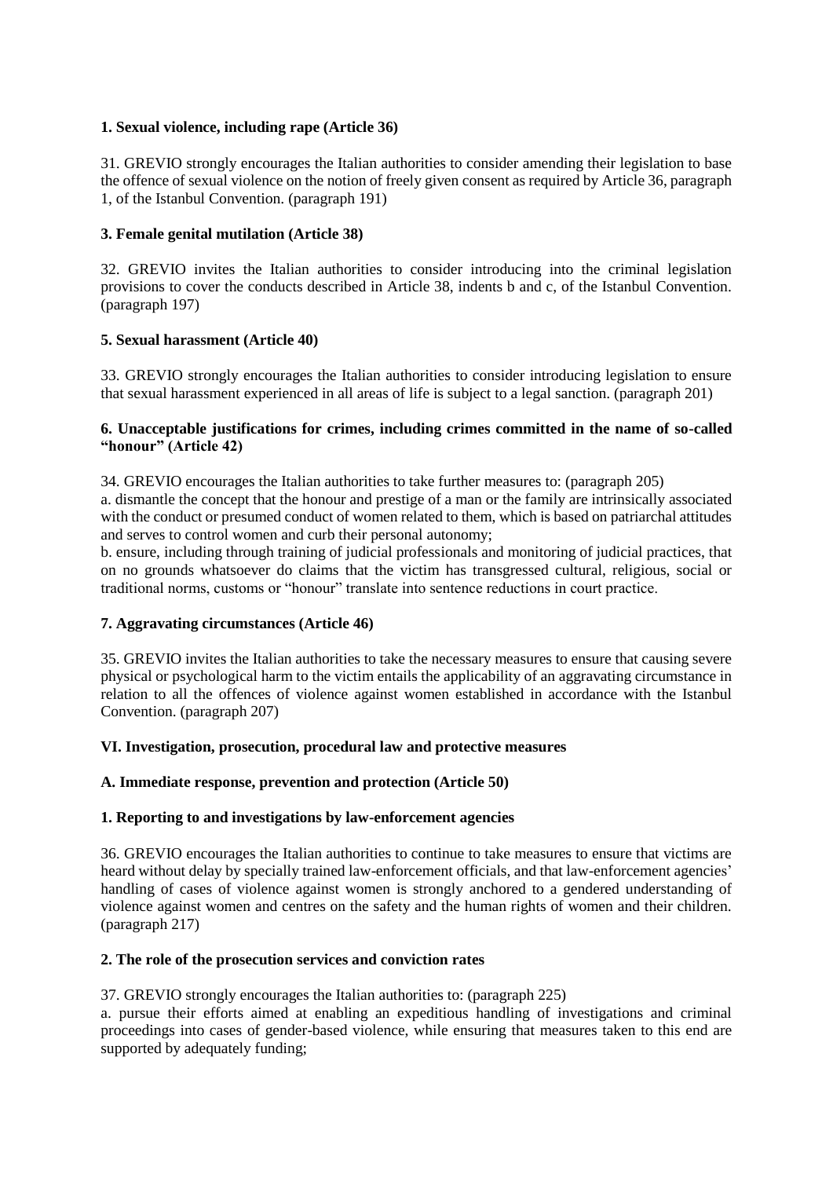### 1. Sexual violence, including rape (Article 36)

31. GREVIO strongly encourages the Italian authorities to consider amending their legislation to base the offence of sexual violence on the notion of freely given consent as required by Article 36, paragraph 1, of the Istanbul Convention. (paragraph 191)

### 3. Female genital mutilation (Article 38)

32. GREVIO invites the Italian authorities to consider introducing into the criminal legislation provisions to cover the conducts described in Article 38, indents b and c, of the Istanbul Convention. (paragraph 197)

### 5. Sexual harassment (Article 40)

33. GREVIO strongly encourages the Italian authorities to consider introducing legislation to ensure that sexual harassment experienced in all areas of life is subject to a legal sanction. (paragraph 201)

### 6. Unacceptable justifications for crimes, including crimes committed in the name of so-called "honour" (Article 42)

34. GREVIO encourages the Italian authorities to take further measures to: (paragraph 205)

a. dismantle the concept that the honour and prestige of a man or the family are intrinsically associated with the conduct or presumed conduct of women related to them, which is based on patriarchal attitudes and serves to control women and curb their personal autonomy;

b. ensure, including through training of judicial professionals and monitoring of judicial practices, that on no grounds whatsoever do claims that the victim has transgressed cultural, religious, social or traditional norms, customs or "honour" translate into sentence reductions in court practice.

### 7. Aggravating circumstances (Article 46)

35. GREVIO invites the Italian authorities to take the necessary measures to ensure that causing severe physical or psychological harm to the victim entails the applicability of an aggravating circumstance in relation to all the offences of violence against women established in accordance with the Istanbul Convention. (paragraph 207)

## VI. Investigation, prosecution, procedural law and protective measures

### A. Immediate response, prevention and protection (Article 50)

### 1. Reporting to and investigations by law-enforcement agencies

36. GREVIO encourages the Italian authorities to continue to take measures to ensure that victims are heard without delay by specially trained law-enforcement officials, and that law-enforcement agencies' handling of cases of violence against women is strongly anchored to a gendered understanding of violence against women and centres on the safety and the human rights of women and their children. (paragraph 217)

### 2. The role of the prosecution services and conviction rates

37. GREVIO strongly encourages the Italian authorities to: (paragraph 225)

a. pursue their efforts aimed at enabling an expeditious handling of investigations and criminal proceedings into cases of gender-based violence, while ensuring that measures taken to this end are supported by adequately funding;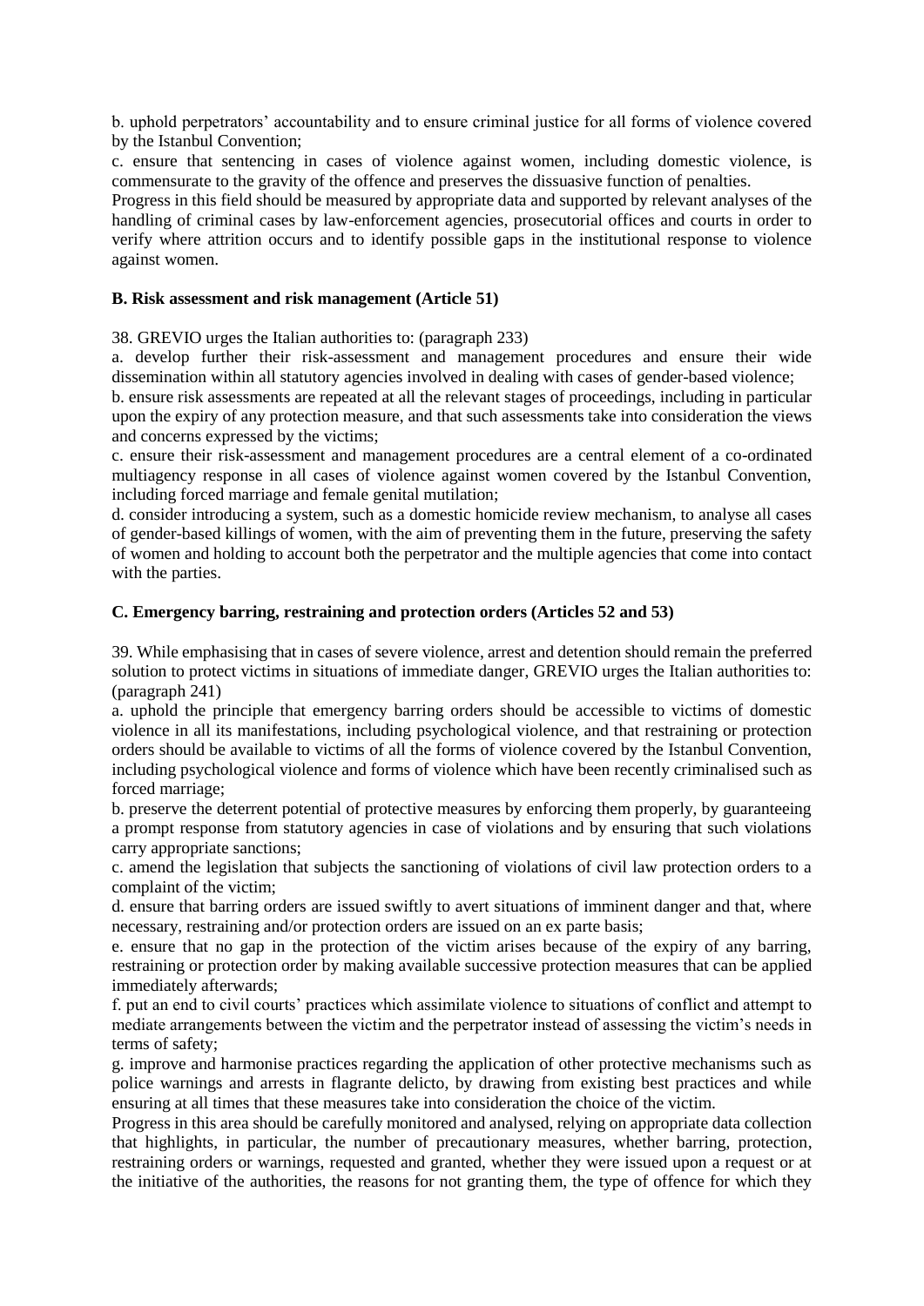b. uphold perpetrators' accountability and to ensure criminal justice for all forms of violence covered by the Istanbul Convention;

c. ensure that sentencing in cases of violence against women, including domestic violence, is commensurate to the gravity of the offence and preserves the dissuasive function of penalties.

Progress in this field should be measured by appropriate data and supported by relevant analyses of the handling of criminal cases by law-enforcement agencies, prosecutorial offices and courts in order to verify where attrition occurs and to identify possible gaps in the institutional response to violence against women.

### B. Risk assessment and risk management (Article 51)

38. GREVIO urges the Italian authorities to: (paragraph 233)

a. develop further their risk-assessment and management procedures and ensure their wide dissemination within all statutory agencies involved in dealing with cases of gender-based violence;

b. ensure risk assessments are repeated at all the relevant stages of proceedings, including in particular upon the expiry of any protection measure, and that such assessments take into consideration the views and concerns expressed by the victims;

c. ensure their risk-assessment and management procedures are a central element of a co-ordinated multiagency response in all cases of violence against women covered by the Istanbul Convention, including forced marriage and female genital mutilation;

d. consider introducing a system, such as a domestic homicide review mechanism, to analyse all cases of gender-based killings of women, with the aim of preventing them in the future, preserving the safety of women and holding to account both the perpetrator and the multiple agencies that come into contact with the parties.

### C. Emergency barring, restraining and protection orders (Articles 52 and 53)

39. While emphasising that in cases of severe violence, arrest and detention should remain the preferred solution to protect victims in situations of immediate danger, GREVIO urges the Italian authorities to: (paragraph 241)

a. uphold the principle that emergency barring orders should be accessible to victims of domestic violence in all its manifestations, including psychological violence, and that restraining or protection orders should be available to victims of all the forms of violence covered by the Istanbul Convention, including psychological violence and forms of violence which have been recently criminalised such as forced marriage;

b. preserve the deterrent potential of protective measures by enforcing them properly, by guaranteeing a prompt response from statutory agencies in case of violations and by ensuring that such violations carry appropriate sanctions;

c. amend the legislation that subjects the sanctioning of violations of civil law protection orders to a complaint of the victim;

d. ensure that barring orders are issued swiftly to avert situations of imminent danger and that, where necessary, restraining and/or protection orders are issued on an ex parte basis;

e. ensure that no gap in the protection of the victim arises because of the expiry of any barring, restraining or protection order by making available successive protection measures that can be applied immediately afterwards;

f. put an end to civil courts' practices which assimilate violence to situations of conflict and attempt to mediate arrangements between the victim and the perpetrator instead of assessing the victim's needs in terms of safety;

g. improve and harmonise practices regarding the application of other protective mechanisms such as police warnings and arrests in flagrante delicto, by drawing from existing best practices and while ensuring at all times that these measures take into consideration the choice of the victim.

Progress in this area should be carefully monitored and analysed, relying on appropriate data collection that highlights, in particular, the number of precautionary measures, whether barring, protection, restraining orders or warnings, requested and granted, whether they were issued upon a request or at the initiative of the authorities, the reasons for not granting them, the type of offence for which they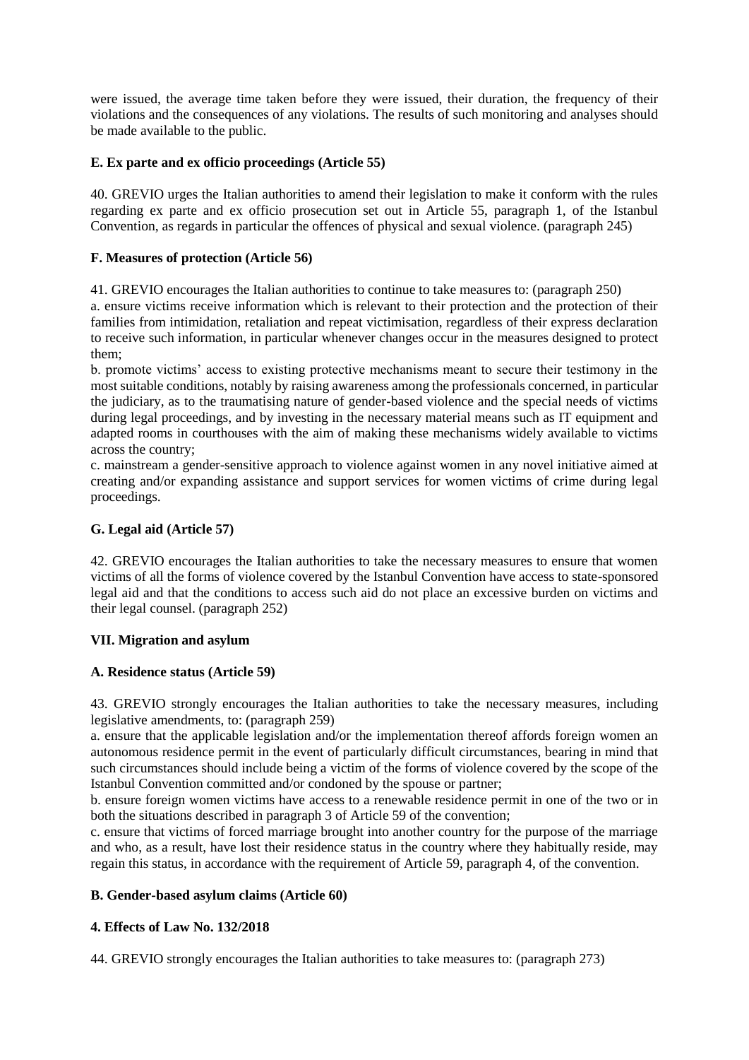were issued, the average time taken before they were issued, their duration, the frequency of their violations and the consequences of any violations. The results of such monitoring and analyses should be made available to the public.

### E. Ex parte and ex officio proceedings (Article 55)

40. GREVIO urges the Italian authorities to amend their legislation to make it conform with the rules regarding ex parte and ex officio prosecution set out in Article 55, paragraph 1, of the Istanbul Convention, as regards in particular the offences of physical and sexual violence. (paragraph 245)

### F. Measures of protection (Article 56)

41. GREVIO encourages the Italian authorities to continue to take measures to: (paragraph 250)

a. ensure victims receive information which is relevant to their protection and the protection of their families from intimidation, retaliation and repeat victimisation, regardless of their express declaration to receive such information, in particular whenever changes occur in the measures designed to protect them;

b. promote victims' access to existing protective mechanisms meant to secure their testimony in the most suitable conditions, notably by raising awareness among the professionals concerned, in particular the judiciary, as to the traumatising nature of gender-based violence and the special needs of victims during legal proceedings, and by investing in the necessary material means such as IT equipment and adapted rooms in courthouses with the aim of making these mechanisms widely available to victims across the country;

c. mainstream a gender-sensitive approach to violence against women in any novel initiative aimed at creating and/or expanding assistance and support services for women victims of crime during legal proceedings.

### G. Legal aid (Article 57)

42. GREVIO encourages the Italian authorities to take the necessary measures to ensure that women victims of all the forms of violence covered by the Istanbul Convention have access to state-sponsored legal aid and that the conditions to access such aid do not place an excessive burden on victims and their legal counsel. (paragraph 252)

## VII. Migration and asylum

### A. Residence status (Article 59)

43. GREVIO strongly encourages the Italian authorities to take the necessary measures, including legislative amendments, to: (paragraph 259)

a. ensure that the applicable legislation and/or the implementation thereof affords foreign women an autonomous residence permit in the event of particularly difficult circumstances, bearing in mind that such circumstances should include being a victim of the forms of violence covered by the scope of the Istanbul Convention committed and/or condoned by the spouse or partner;

b. ensure foreign women victims have access to a renewable residence permit in one of the two or in both the situations described in paragraph 3 of Article 59 of the convention;

c. ensure that victims of forced marriage brought into another country for the purpose of the marriage and who, as a result, have lost their residence status in the country where they habitually reside, may regain this status, in accordance with the requirement of Article 59, paragraph 4, of the convention.

### B. Gender-based asylum claims (Article 60)

#### 4. Effects of Law No. 132/2018

44. GREVIO strongly encourages the Italian authorities to take measures to: (paragraph 273)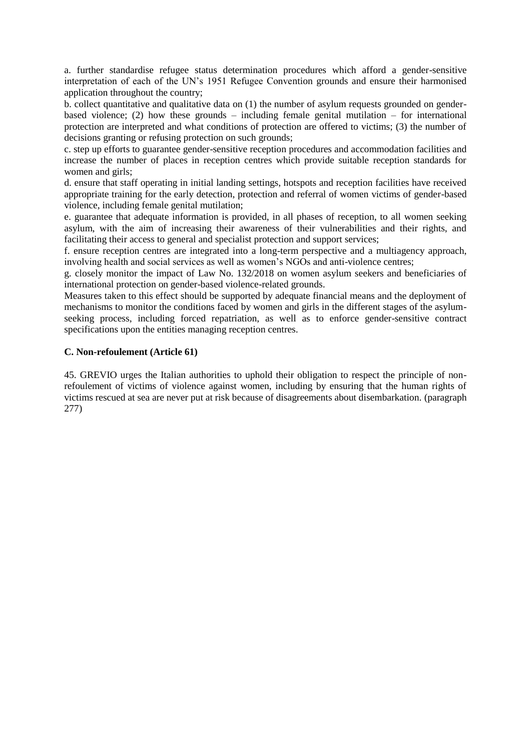a. further standardise refugee status determination procedures which afford a gender-sensitive interpretation of each of the UN's 1951 Refugee Convention grounds and ensure their harmonised application throughout the country;

b. collect quantitative and qualitative data on (1) the number of asylum requests grounded on gender-based violence; (2) how these grounds – including female genital mutilation – for international protection are interpreted and what conditions of protection are offered to victims; (3) the number of decisions granting or refusing protection on such grounds;

c. step up efforts to guarantee gender-sensitive reception procedures and accommodation facilities and increase the number of places in reception centres which provide suitable reception standards for women and girls;

d. ensure that staff operating in initial landing settings, hotspots and reception facilities have received appropriate training for the early detection, protection and referral of women victims of gender-based violence, including female genital mutilation;

e. guarantee that adequate information is provided, in all phases of reception, to all women seeking asylum, with the aim of increasing their awareness of their vulnerabilities and their rights, and facilitating their access to general and specialist protection and support services;

f. ensure reception centres are integrated into a long-term perspective and a multiagency approach, involving health and social services as well as women's NGOs and anti-violence centres;

g. closely monitor the impact of Law No. 132/2018 on women asylum seekers and beneficiaries of international protection on gender-based violence-related grounds.

Measures taken to this effect should be supported by adequate financial means and the deployment of mechanisms to monitor the conditions faced by women and girls in the different stages of the asylum-seeking process, including forced repatriation, as well as to enforce gender-sensitive contract specifications upon the entities managing reception centres.

#### C. Non-refoulement (Article 61)

45. GREVIO urges the Italian authorities to uphold their obligation to respect the principle of non-refoulement of victims of violence against women, including by ensuring that the human rights of victims rescued at sea are never put at risk because of disagreements about disembarkation. (paragraph 277)